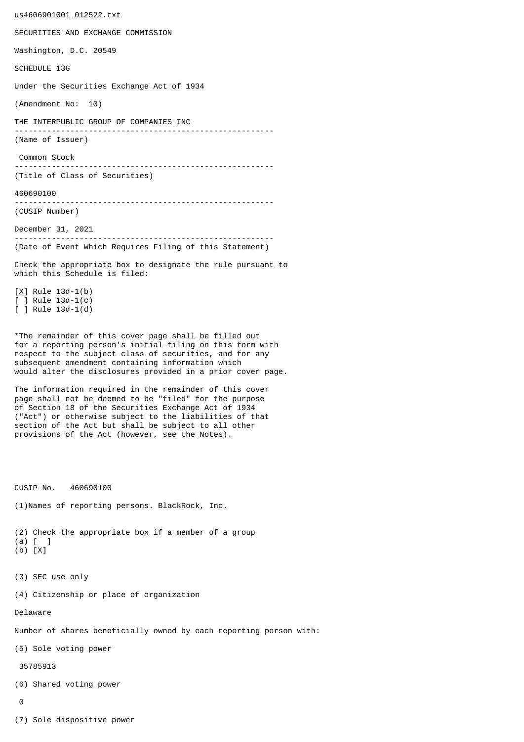us4606901001_012522.txt

SECURITIES AND EXCHANGE COMMISSION

Washington, D.C. 20549

SCHEDULE 13G

Under the Securities Exchange Act of 1934

(Amendment No: 10)

THE INTERPUBLIC GROUP OF COMPANIES INC

--------------------------------------------------------

(Name of Issuer)

Common Stock

--------------------------------------------------------

(Title of Class of Securities)

460690100

--------------------------------------------------------

(CUSIP Number)

December 31, 2021

--------------------------------------------------------

(Date of Event Which Requires Filing of this Statement)

Check the appropriate box to designate the rule pursuant to which this Schedule is filed:

[X] Rule 13d-1(b)
[ ] Rule 13d-1(c)
[ ] Rule 13d-1(d)

*The remainder of this cover page shall be filled out for a reporting person's initial filing on this form with respect to the subject class of securities, and for any subsequent amendment containing information which would alter the disclosures provided in a prior cover page.

The information required in the remainder of this cover page shall not be deemed to be "filed" for the purpose of Section 18 of the Securities Exchange Act of 1934 ("Act") or otherwise subject to the liabilities of that section of the Act but shall be subject to all other provisions of the Act (however, see the Notes).

CUSIP No. 460690100

(1)Names of reporting persons. BlackRock, Inc.

(2) Check the appropriate box if a member of a group
(a) [ ]
(b) [X]

(3) SEC use only

(4) Citizenship or place of organization

Delaware

Number of shares beneficially owned by each reporting person with:

(5) Sole voting power

35785913

(6) Shared voting power

0

(7) Sole dispositive power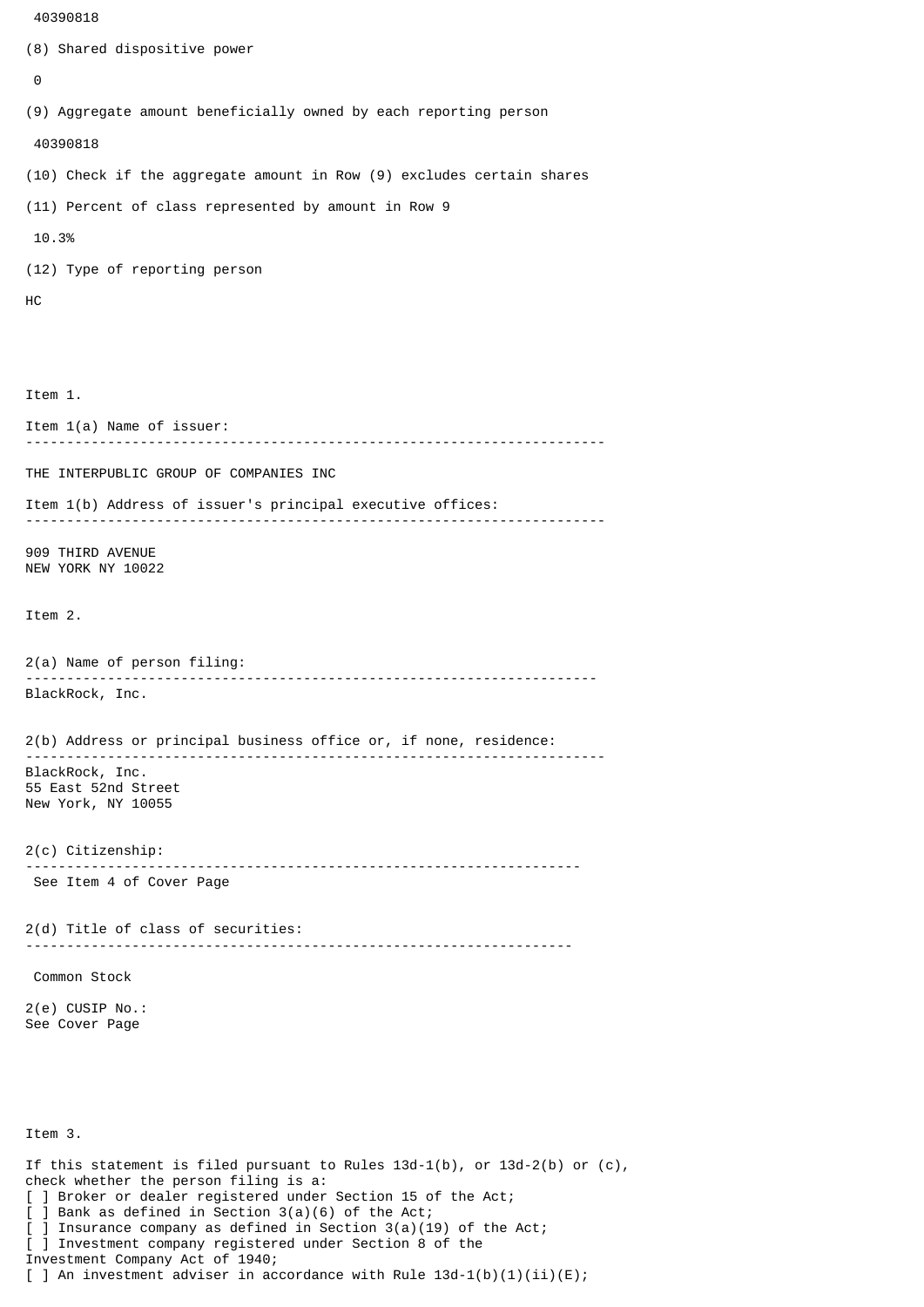40390818

(8) Shared dispositive power

0

(9) Aggregate amount beneficially owned by each reporting person

40390818

(10) Check if the aggregate amount in Row (9) excludes certain shares

(11) Percent of class represented by amount in Row 9

10.3%

(12) Type of reporting person

HC

Item 1.

Item 1(a) Name of issuer:

---

THE INTERPUBLIC GROUP OF COMPANIES INC

Item 1(b) Address of issuer's principal executive offices:

---

909 THIRD AVENUE
NEW YORK NY 10022

Item 2.

2(a) Name of person filing:

---

BlackRock, Inc.

2(b) Address or principal business office or, if none, residence:

---

BlackRock, Inc.
55 East 52nd Street
New York, NY 10055

2(c) Citizenship:

---

See Item 4 of Cover Page

2(d) Title of class of securities:

---

Common Stock

2(e) CUSIP No.:
See Cover Page

Item 3.

If this statement is filed pursuant to Rules 13d-1(b), or 13d-2(b) or (c), check whether the person filing is a:
[ ] Broker or dealer registered under Section 15 of the Act;
[ ] Bank as defined in Section 3(a)(6) of the Act;
[ ] Insurance company as defined in Section 3(a)(19) of the Act;
[ ] Investment company registered under Section 8 of the Investment Company Act of 1940;
[ ] An investment adviser in accordance with Rule 13d-1(b)(1)(ii)(E);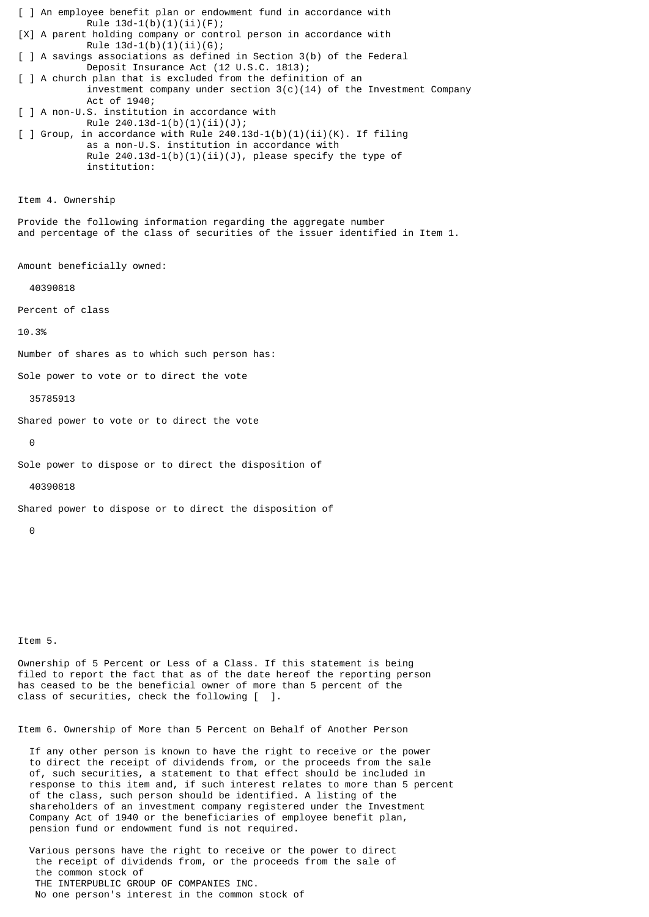[ ] An employee benefit plan or endowment fund in accordance with Rule 13d-1(b)(1)(ii)(F);

[X] A parent holding company or control person in accordance with Rule 13d-1(b)(1)(ii)(G);

[ ] A savings associations as defined in Section 3(b) of the Federal Deposit Insurance Act (12 U.S.C. 1813);

[ ] A church plan that is excluded from the definition of an investment company under section 3(c)(14) of the Investment Company Act of 1940;

[ ] A non-U.S. institution in accordance with Rule 240.13d-1(b)(1)(ii)(J);

[ ] Group, in accordance with Rule 240.13d-1(b)(1)(ii)(K). If filing as a non-U.S. institution in accordance with Rule 240.13d-1(b)(1)(ii)(J), please specify the type of institution:

Item 4. Ownership

Provide the following information regarding the aggregate number and percentage of the class of securities of the issuer identified in Item 1.

Amount beneficially owned:

40390818

Percent of class

10.3%

Number of shares as to which such person has:

Sole power to vote or to direct the vote

35785913

Shared power to vote or to direct the vote

0

Sole power to dispose or to direct the disposition of

40390818

Shared power to dispose or to direct the disposition of

0

Item 5.

Ownership of 5 Percent or Less of a Class. If this statement is being filed to report the fact that as of the date hereof the reporting person has ceased to be the beneficial owner of more than 5 percent of the class of securities, check the following [ ].

Item 6. Ownership of More than 5 Percent on Behalf of Another Person

If any other person is known to have the right to receive or the power to direct the receipt of dividends from, or the proceeds from the sale of, such securities, a statement to that effect should be included in response to this item and, if such interest relates to more than 5 percent of the class, such person should be identified. A listing of the shareholders of an investment company registered under the Investment Company Act of 1940 or the beneficiaries of employee benefit plan, pension fund or endowment fund is not required.

Various persons have the right to receive or the power to direct the receipt of dividends from, or the proceeds from the sale of the common stock of THE INTERPUBLIC GROUP OF COMPANIES INC. No one person's interest in the common stock of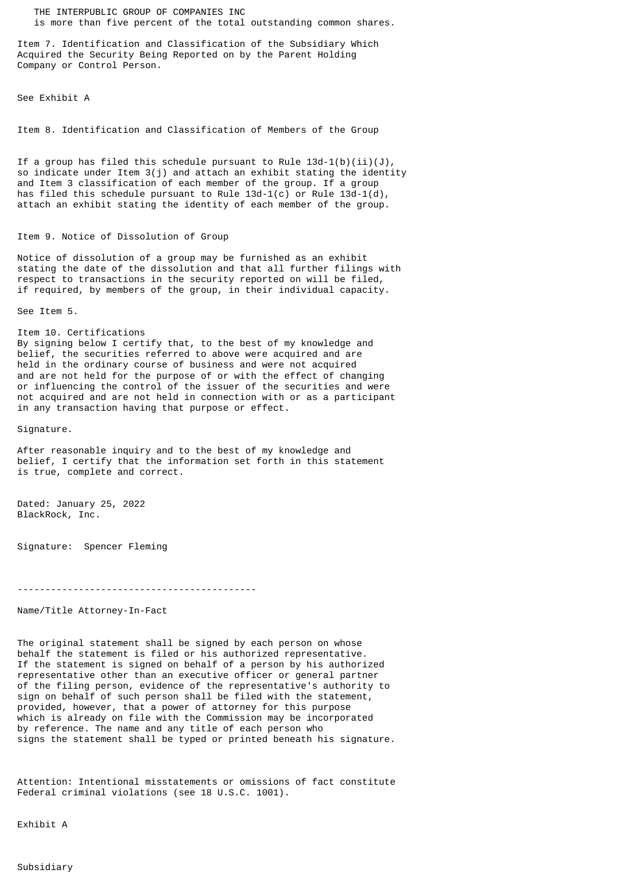THE INTERPUBLIC GROUP OF COMPANIES INC
is more than five percent of the total outstanding common shares.

Item 7. Identification and Classification of the Subsidiary Which Acquired the Security Being Reported on by the Parent Holding Company or Control Person.

See Exhibit A

Item 8. Identification and Classification of Members of the Group

If a group has filed this schedule pursuant to Rule 13d-1(b)(ii)(J), so indicate under Item 3(j) and attach an exhibit stating the identity and Item 3 classification of each member of the group. If a group has filed this schedule pursuant to Rule 13d-1(c) or Rule 13d-1(d), attach an exhibit stating the identity of each member of the group.

Item 9. Notice of Dissolution of Group

Notice of dissolution of a group may be furnished as an exhibit stating the date of the dissolution and that all further filings with respect to transactions in the security reported on will be filed, if required, by members of the group, in their individual capacity.

See Item 5.

Item 10. Certifications
By signing below I certify that, to the best of my knowledge and belief, the securities referred to above were acquired and are held in the ordinary course of business and were not acquired and are not held for the purpose of or with the effect of changing or influencing the control of the issuer of the securities and were not acquired and are not held in connection with or as a participant in any transaction having that purpose or effect.

Signature.

After reasonable inquiry and to the best of my knowledge and belief, I certify that the information set forth in this statement is true, complete and correct.

Dated: January 25, 2022
BlackRock, Inc.

Signature: Spencer Fleming

-------------------------------------------

Name/Title Attorney-In-Fact

The original statement shall be signed by each person on whose behalf the statement is filed or his authorized representative. If the statement is signed on behalf of a person by his authorized representative other than an executive officer or general partner of the filing person, evidence of the representative's authority to sign on behalf of such person shall be filed with the statement, provided, however, that a power of attorney for this purpose which is already on file with the Commission may be incorporated by reference. The name and any title of each person who signs the statement shall be typed or printed beneath his signature.

Attention: Intentional misstatements or omissions of fact constitute Federal criminal violations (see 18 U.S.C. 1001).

Exhibit A

Subsidiary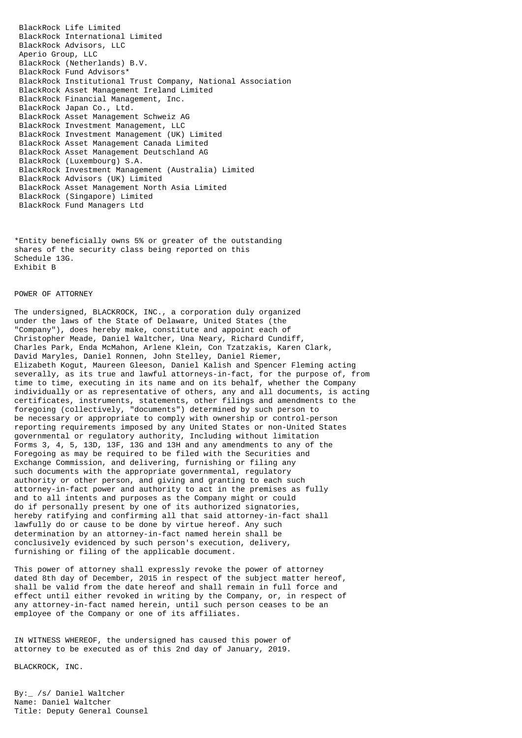BlackRock Life Limited
BlackRock International Limited
BlackRock Advisors, LLC
Aperio Group, LLC
BlackRock (Netherlands) B.V.
BlackRock Fund Advisors*
BlackRock Institutional Trust Company, National Association
BlackRock Asset Management Ireland Limited
BlackRock Financial Management, Inc.
BlackRock Japan Co., Ltd.
BlackRock Asset Management Schweiz AG
BlackRock Investment Management, LLC
BlackRock Investment Management (UK) Limited
BlackRock Asset Management Canada Limited
BlackRock Asset Management Deutschland AG
BlackRock (Luxembourg) S.A.
BlackRock Investment Management (Australia) Limited
BlackRock Advisors (UK) Limited
BlackRock Asset Management North Asia Limited
BlackRock (Singapore) Limited
BlackRock Fund Managers Ltd

*Entity beneficially owns 5% or greater of the outstanding shares of the security class being reported on this Schedule 13G.

Exhibit B

POWER OF ATTORNEY

The undersigned, BLACKROCK, INC., a corporation duly organized under the laws of the State of Delaware, United States (the "Company"), does hereby make, constitute and appoint each of Christopher Meade, Daniel Waltcher, Una Neary, Richard Cundiff, Charles Park, Enda McMahon, Arlene Klein, Con Tzatzakis, Karen Clark, David Maryles, Daniel Ronnen, John Stelley, Daniel Riemer, Elizabeth Kogut, Maureen Gleeson, Daniel Kalish and Spencer Fleming acting severally, as its true and lawful attorneys-in-fact, for the purpose of, from time to time, executing in its name and on its behalf, whether the Company individually or as representative of others, any and all documents, is acting certificates, instruments, statements, other filings and amendments to the foregoing (collectively, "documents") determined by such person to be necessary or appropriate to comply with ownership or control-person reporting requirements imposed by any United States or non-United States governmental or regulatory authority, Including without limitation Forms 3, 4, 5, 13D, 13F, 13G and 13H and any amendments to any of the Foregoing as may be required to be filed with the Securities and Exchange Commission, and delivering, furnishing or filing any such documents with the appropriate governmental, regulatory authority or other person, and giving and granting to each such attorney-in-fact power and authority to act in the premises as fully and to all intents and purposes as the Company might or could do if personally present by one of its authorized signatories, hereby ratifying and confirming all that said attorney-in-fact shall lawfully do or cause to be done by virtue hereof. Any such determination by an attorney-in-fact named herein shall be conclusively evidenced by such person's execution, delivery, furnishing or filing of the applicable document.

This power of attorney shall expressly revoke the power of attorney dated 8th day of December, 2015 in respect of the subject matter hereof, shall be valid from the date hereof and shall remain in full force and effect until either revoked in writing by the Company, or, in respect of any attorney-in-fact named herein, until such person ceases to be an employee of the Company or one of its affiliates.

IN WITNESS WHEREOF, the undersigned has caused this power of attorney to be executed as of this 2nd day of January, 2019.

BLACKROCK, INC.

By:_ /s/ Daniel Waltcher
Name: Daniel Waltcher
Title: Deputy General Counsel